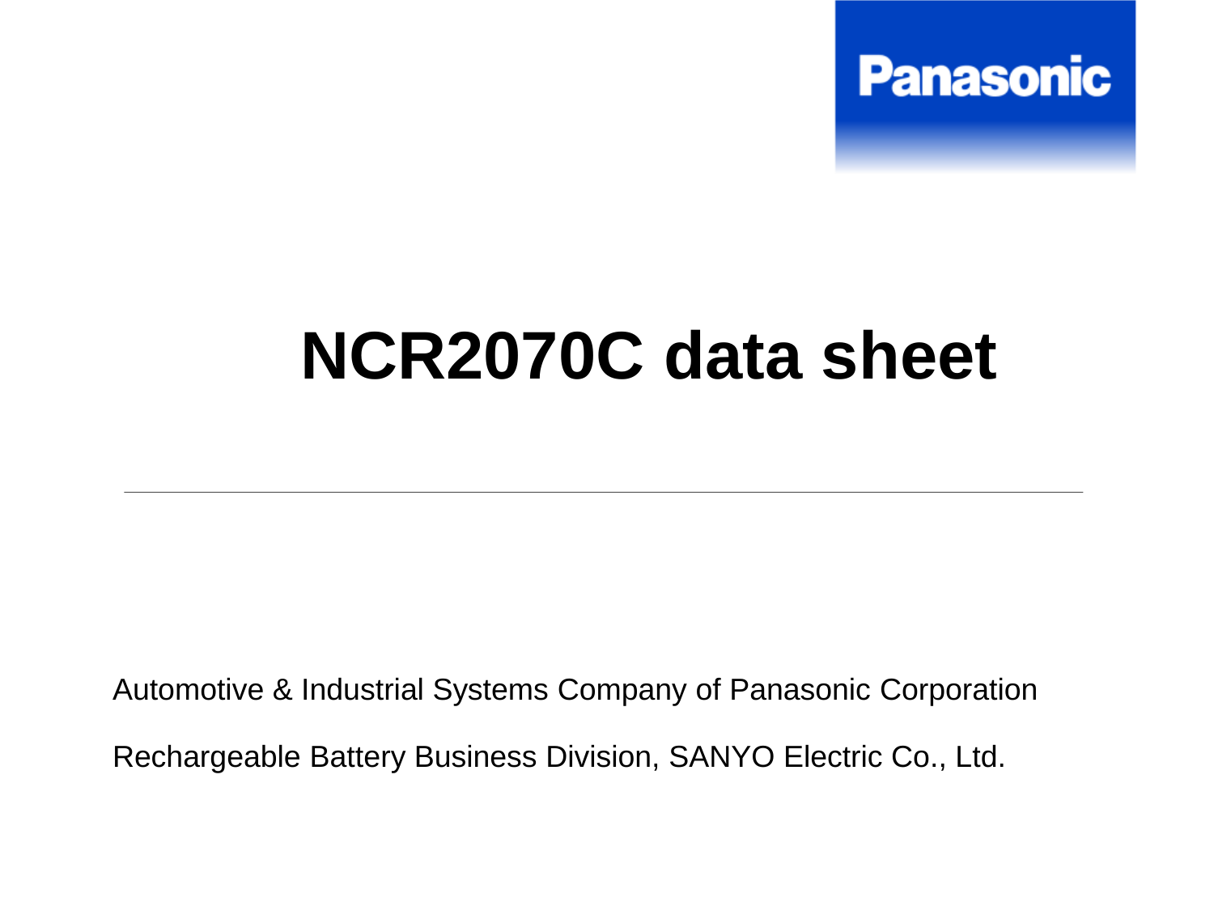Panasonic

# NCR2070C data sheet

---

Automotive & Industrial Systems Company of Panasonic Corporation

Rechargeable Battery Business Division, SANYO Electric Co., Ltd.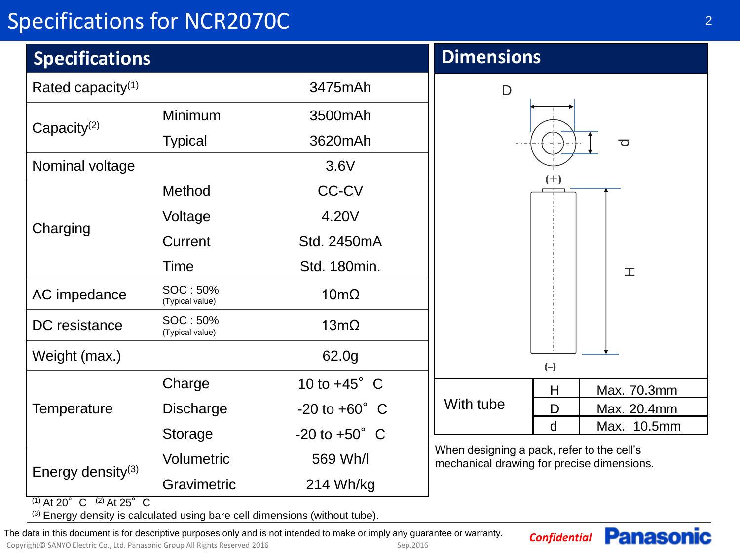# Specifications for NCR2070C

## Specifications

| | | |
|---|---|---|
| Rated capacity[1] | | 3475mAh |
| Capacity[2] | Minimum | 3500mAh |
| | Typical | 3620mAh |
| Nominal voltage | | 3.6V |
| Charging | Method | CC-CV |
| | Voltage | 4.20V |
| | Current | Std. 2450mA |
| | Time | Std. 180min. |
| AC impedance | SOC : 50% (Typical value) | 10mΩ |
| DC resistance | SOC : 50% (Typical value) | 13mΩ |
| Weight (max.) | | 62.0g |
| Temperature | Charge | 10 to +45° C |
| | Discharge | -20 to +60° C |
| | Storage | -20 to +50° C |
| Energy density[3] | Volumetric | 569 Wh/l |
| | Gravimetric | 214 Wh/kg |

[1] At 20° C [2] At 25° C

[3] Energy density is calculated using bare cell dimensions (without tube).

## Dimensions

D

d

(+)

H

(–)

| | | |
|---|---|---|
| With tube | H | Max. 70.3mm |
| | D | Max. 20.4mm |
| | d | Max. 10.5mm |

When designing a pack, refer to the cell's mechanical drawing for precise dimensions.

The data in this document is for descriptive purposes only and is not intended to make or imply any guarantee or warranty.

Copyright© SANYO Electric Co., Ltd. Panasonic Group All Rights Reserved 2016 Sep.2016

*Confidential* **Panasonic**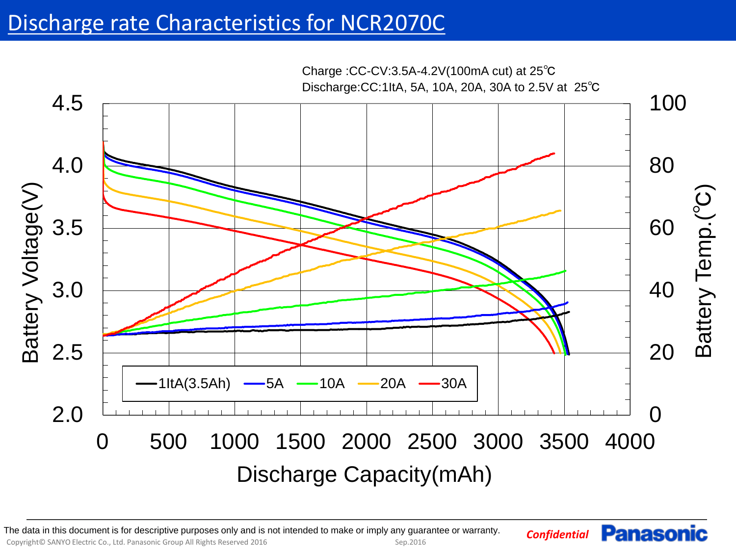# Discharge rate Characteristics for NCR2070C

Charge :CC-CV:3.5A-4.2V(100mA cut) at 25℃
Discharge:CC:1ItA, 5A, 10A, 20A, 30A to 2.5V at 25℃

Battery Voltage(V) — 2.0, 2.5, 3.0, 3.5, 4.0, 4.5

Battery Temp.(℃) — 0, 20, 40, 60, 80, 100

Discharge Capacity(mAh) — 0, 500, 1000, 1500, 2000, 2500, 3000, 3500, 4000

Legend: 1ItA(3.5Ah), 5A, 10A, 20A, 30A

The data in this document is for descriptive purposes only and is not intended to make or imply any guarantee or warranty.

Copyright© SANYO Electric Co., Ltd. Panasonic Group All Rights Reserved 2016 Sep.2016

*Confidential* **Panasonic**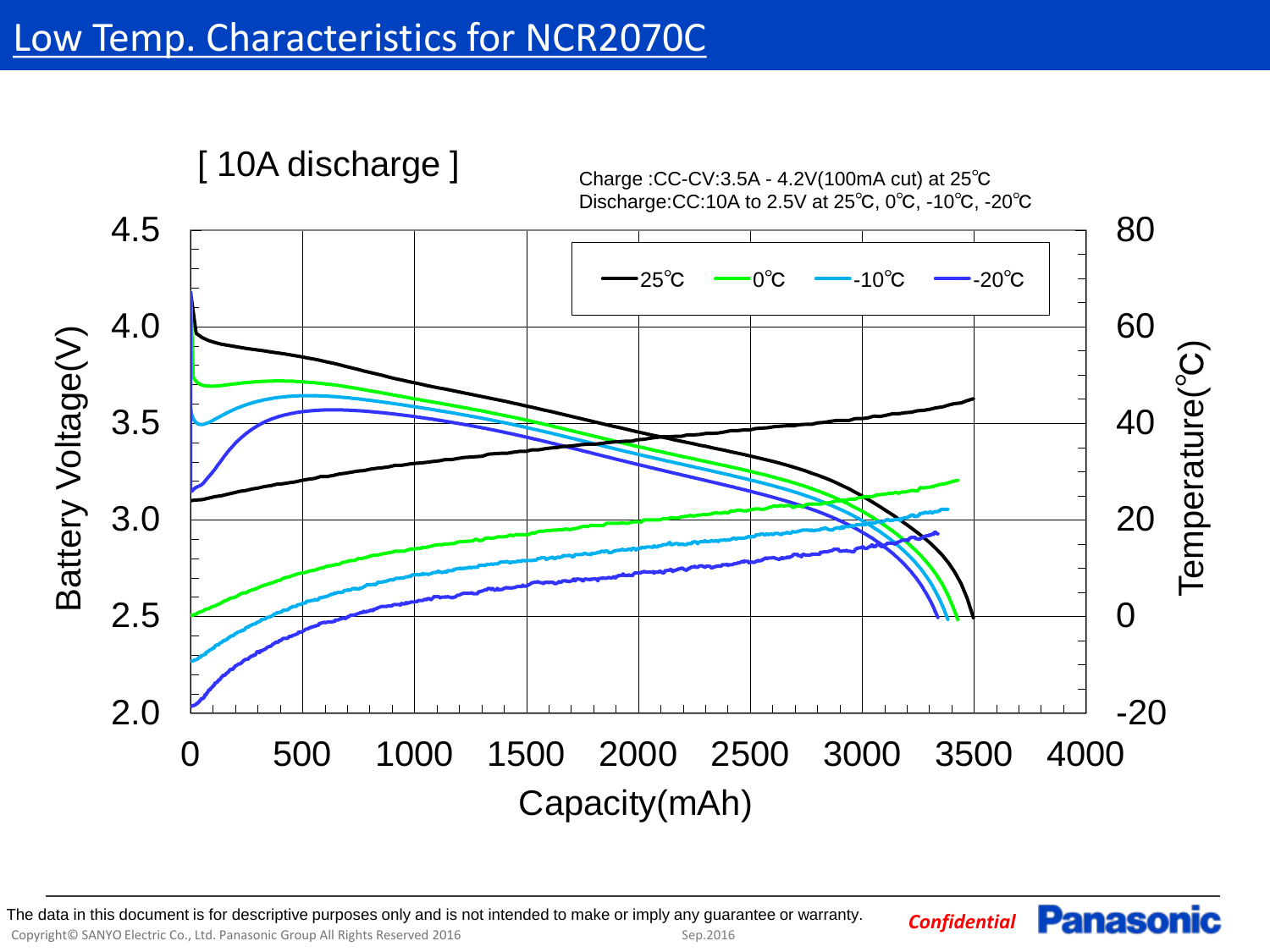# Low Temp. Characteristics for NCR2070C

[ 10A discharge ]

Charge :CC-CV:3.5A - 4.2V(100mA cut) at 25℃
Discharge:CC:10A to 2.5V at 25℃, 0℃, -10℃, -20℃

Legend: 25℃, 0℃, -10℃, -20℃

Battery Voltage(V): 2.0, 2.5, 3.0, 3.5, 4.0, 4.5

Temperature(℃): -20, 0, 20, 40, 60, 80

Capacity(mAh): 0, 500, 1000, 1500, 2000, 2500, 3000, 3500, 4000

The data in this document is for descriptive purposes only and is not intended to make or imply any guarantee or warranty.

Copyright© SANYO Electric Co., Ltd. Panasonic Group All Rights Reserved 2016 Sep.2016

*Confidential* **Panasonic**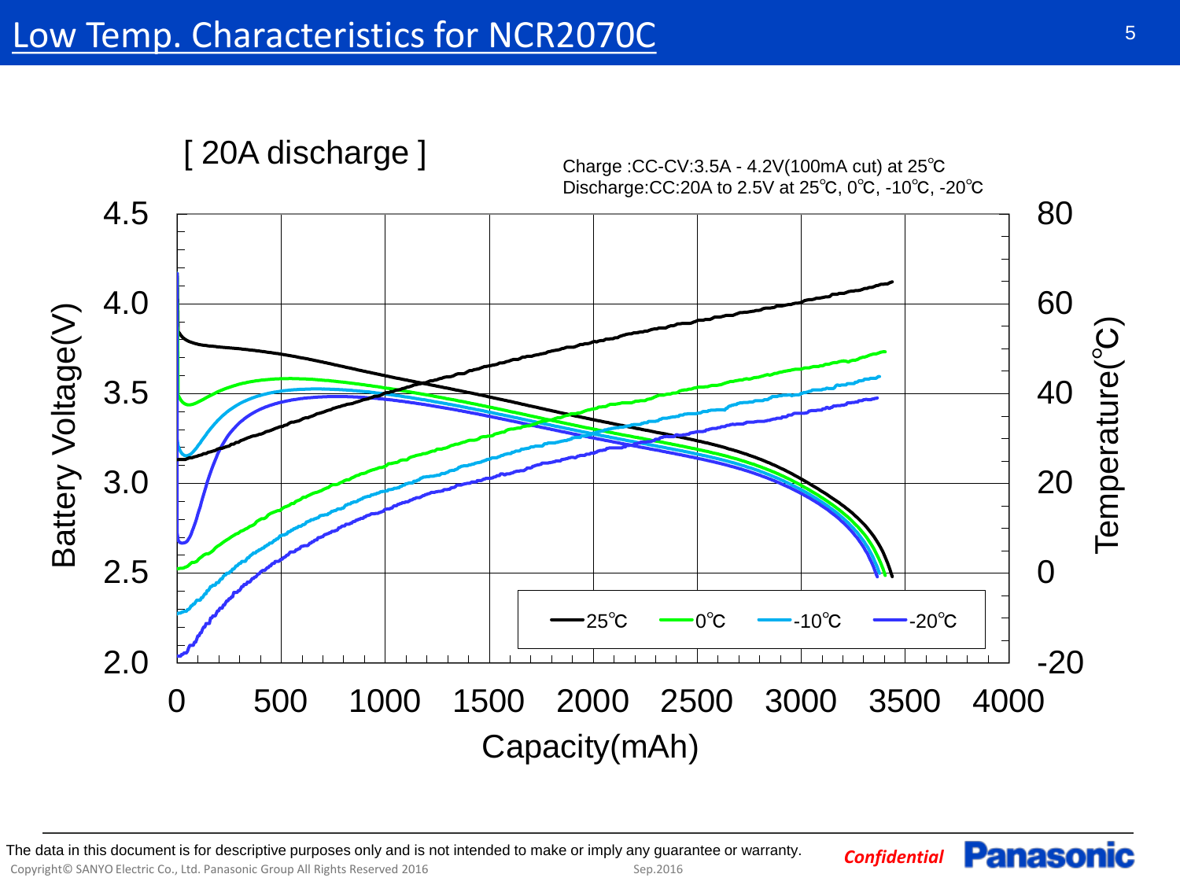# Low Temp. Characteristics for NCR2070C

[ 20A discharge ]

Charge :CC-CV:3.5A - 4.2V(100mA cut) at 25℃
Discharge:CC:20A to 2.5V at 25℃, 0℃, -10℃, -20℃

The data in this document is for descriptive purposes only and is not intended to make or imply any guarantee or warranty.

Copyright© SANYO Electric Co., Ltd. Panasonic Group All Rights Reserved 2016

Sep.2016

*Confidential*

Panasonic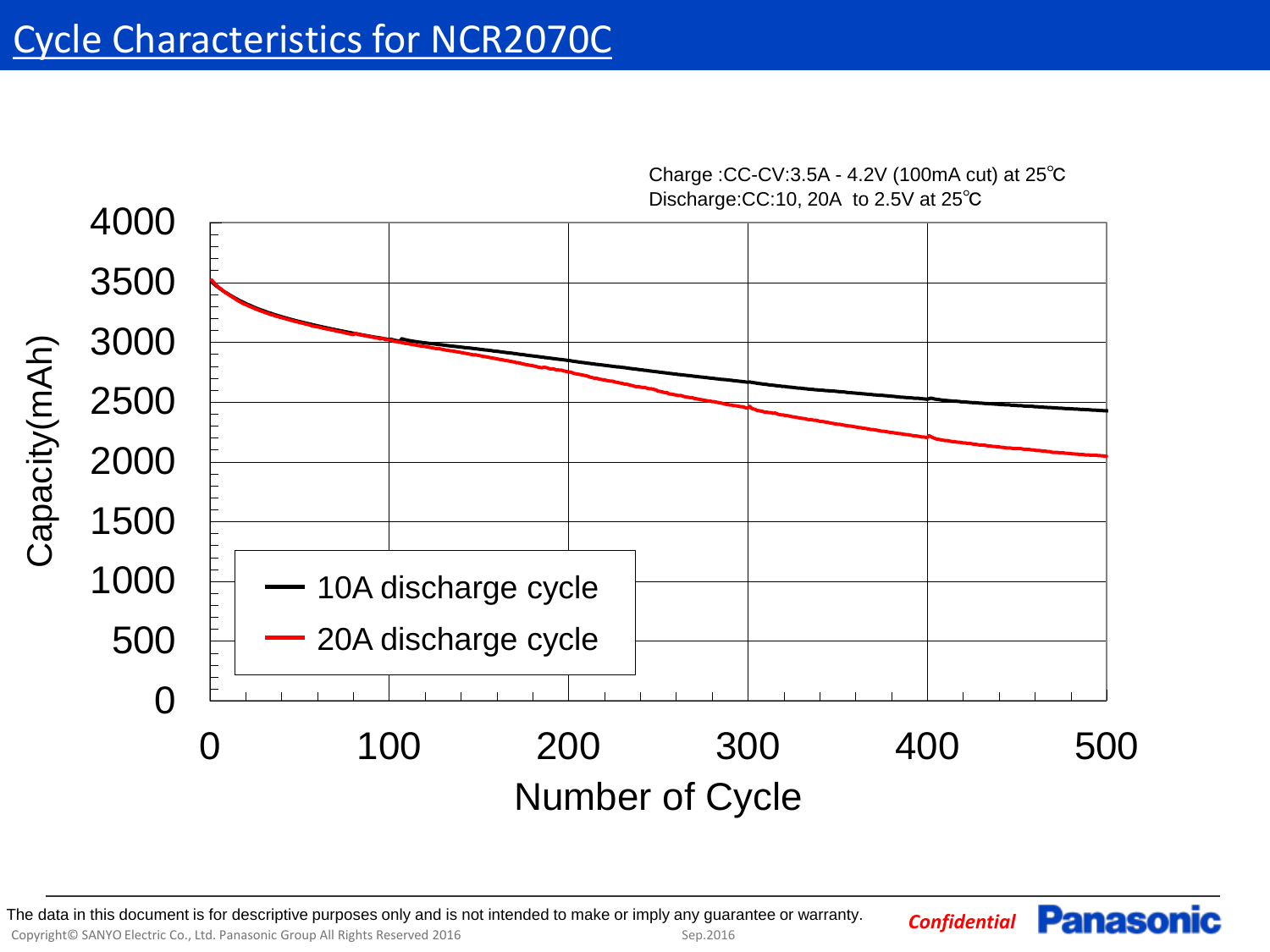# Cycle Characteristics for NCR2070C

Charge :CC-CV:3.5A - 4.2V (100mA cut) at 25℃
Discharge:CC:10, 20A to 2.5V at 25℃

Capacity(mAh)

4000
3500
3000
2500
2000
1500
1000
500
0

0 100 200 300 400 500

Number of Cycle

10A discharge cycle
20A discharge cycle

The data in this document is for descriptive purposes only and is not intended to make or imply any guarantee or warranty.

Copyright© SANYO Electric Co., Ltd. Panasonic Group All Rights Reserved 2016

Sep.2016

*Confidential*

Panasonic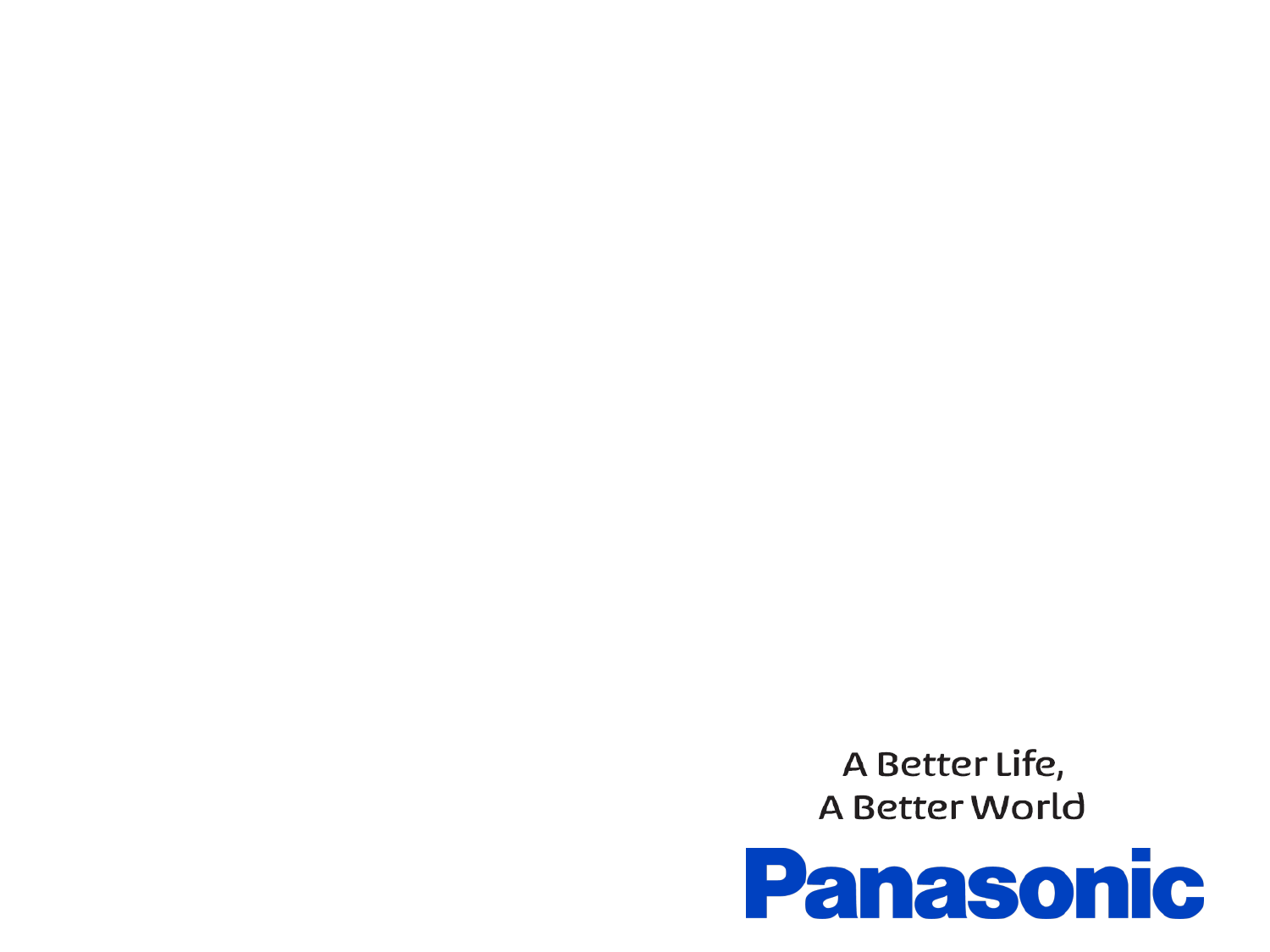A Better Life,
A Better World

Panasonic